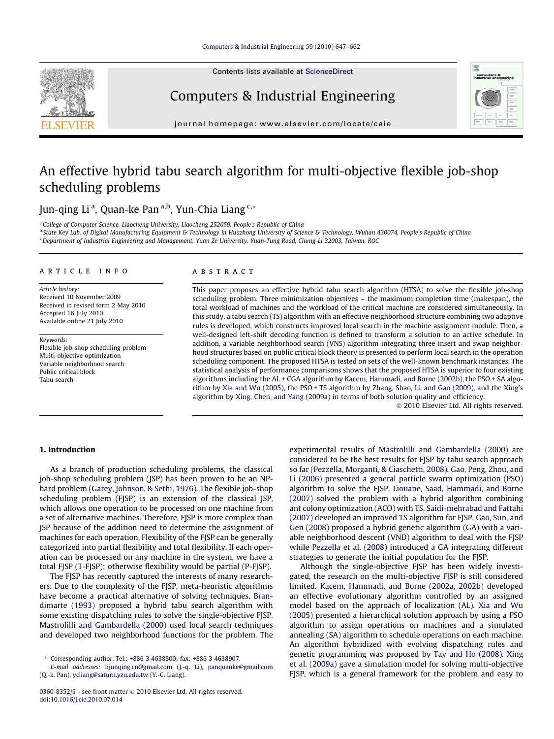# An effective hybrid tabu search algorithm for multi-objective flexible job-shop scheduling problems

Jun-qing Li [a], Quan-ke Pan [a,b], Yun-Chia Liang [c,*]

[a] College of Computer Science, Liaocheng University, Liaocheng 252059, People's Republic of China

[b] State Key Lab. of Digital Manufacturing Equipment & Technology in Huazhong University of Science & Technology, Wuhan 430074, People's Republic of China

[c] Department of Industrial Engineering and Management, Yuan Ze University, Yuan-Tung Road, Chung-Li 32003, Taiwan, ROC

## ARTICLE INFO

*Article history:*
Received 10 November 2009
Received in revised form 2 May 2010
Accepted 16 July 2010
Available online 21 July 2010

*Keywords:*
Flexible job-shop scheduling problem
Multi-objective optimization
Variable neighborhood search
Public critical block
Tabu search

## ABSTRACT

This paper proposes an effective hybrid tabu search algorithm (HTSA) to solve the flexible job-shop scheduling problem. Three minimization objectives – the maximum completion time (makespan), the total workload of machines and the workload of the critical machine are considered simultaneously. In this study, a tabu search (TS) algorithm with an effective neighborhood structure combining two adaptive rules is developed, which constructs improved local search in the machine assignment module. Then, a well-designed left-shift decoding function is defined to transform a solution to an active schedule. In addition, a variable neighborhood search (VNS) algorithm integrating three insert and swap neighborhood structures based on public critical block theory is presented to perform local search in the operation scheduling component. The proposed HTSA is tested on sets of the well-known benchmark instances. The statistical analysis of performance comparisons shows that the proposed HTSA is superior to four existing algorithms including the AL + CGA algorithm by Kacem, Hammadi, and Borne (2002b), the PSO + SA algorithm by Xia and Wu (2005), the PSO + TS algorithm by Zhang, Shao, Li, and Gao (2009), and the Xing's algorithm by Xing, Chen, and Yang (2009a) in terms of both solution quality and efficiency.

© 2010 Elsevier Ltd. All rights reserved.

## 1. Introduction

As a branch of production scheduling problems, the classical job-shop scheduling problem (JSP) has been proven to be an NP-hard problem (Garey, Johnson, & Sethi, 1976). The flexible job-shop scheduling problem (FJSP) is an extension of the classical JSP, which allows one operation to be processed on one machine from a set of alternative machines. Therefore, FJSP is more complex than JSP because of the addition need to determine the assignment of machines for each operation. Flexibility of the FJSP can be generally categorized into partial flexibility and total flexibility. If each operation can be processed on any machine in the system, we have a total FJSP (T-FJSP); otherwise flexibility would be partial (P-FJSP).

The FJSP has recently captured the interests of many researchers. Due to the complexity of the FJSP, meta-heuristic algorithms have become a practical alternative of solving techniques. Brandimarte (1993) proposed a hybrid tabu search algorithm with some existing dispatching rules to solve the single-objective FJSP. Mastrolilli and Gambardella (2000) used local search techniques and developed two neighborhood functions for the problem. The experimental results of Mastrolilli and Gambardella (2000) are considered to be the best results for FJSP by tabu search approach so far (Pezzella, Morganti, & Ciaschetti, 2008). Gao, Peng, Zhou, and Li (2006) presented a general particle swarm optimization (PSO) algorithm to solve the FJSP. Liouane, Saad, Hammadi, and Borne (2007) solved the problem with a hybrid algorithm combining ant colony optimization (ACO) with TS. Saidi-mehrabad and Fattahi (2007) developed an improved TS algorithm for FJSP. Gao, Sun, and Gen (2008) proposed a hybrid genetic algorithm (GA) with a variable neighborhood descent (VND) algorithm to deal with the FJSP while Pezzella et al. (2008) introduced a GA integrating different strategies to generate the initial population for the FJSP.

Although the single-objective FJSP has been widely investigated, the research on the multi-objective FJSP is still considered limited. Kacem, Hammadi, and Borne (2002a, 2002b) developed an effective evolutionary algorithm controlled by an assigned model based on the approach of localization (AL). Xia and Wu (2005) presented a hierarchical solution approach by using a PSO algorithm to assign operations on machines and a simulated annealing (SA) algorithm to schedule operations on each machine. An algorithm hybridized with evolving dispatching rules and genetic programming was proposed by Tay and Ho (2008). Xing et al. (2009a) gave a simulation model for solving multi-objective FJSP, which is a general framework for the problem and easy to

---

* Corresponding author. Tel.: +886 3 4638800; fax: +886 3 4638907.
*E-mail addresses:* lijunqing.cn@gmail.com (J.-q. Li), panquanke@gmail.com (Q.-k. Pan), ycliang@saturn.yzu.edu.tw (Y.-C. Liang).

0360-8352/$ - see front matter © 2010 Elsevier Ltd. All rights reserved.
doi:10.1016/j.cie.2010.07.014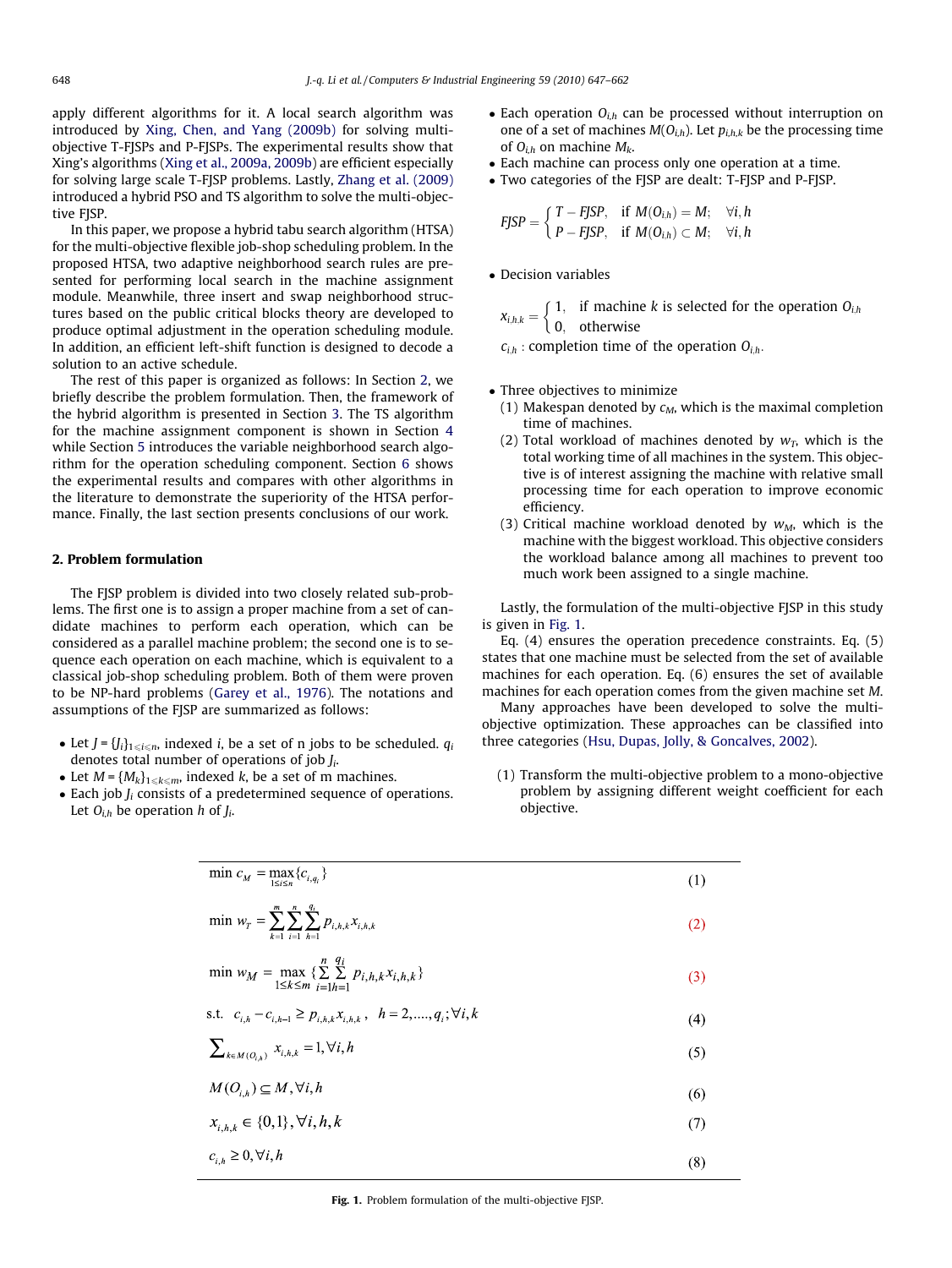apply different algorithms for it. A local search algorithm was introduced by Xing, Chen, and Yang (2009b) for solving multi-objective T-FJSPs and P-FJSPs. The experimental results show that Xing's algorithms (Xing et al., 2009a, 2009b) are efficient especially for solving large scale T-FJSP problems. Lastly, Zhang et al. (2009) introduced a hybrid PSO and TS algorithm to solve the multi-objective FJSP.

In this paper, we propose a hybrid tabu search algorithm (HTSA) for the multi-objective flexible job-shop scheduling problem. In the proposed HTSA, two adaptive neighborhood search rules are presented for performing local search in the machine assignment module. Meanwhile, three insert and swap neighborhood structures based on the public critical blocks theory are developed to produce optimal adjustment in the operation scheduling module. In addition, an efficient left-shift function is designed to decode a solution to an active schedule.

The rest of this paper is organized as follows: In Section 2, we briefly describe the problem formulation. Then, the framework of the hybrid algorithm is presented in Section 3. The TS algorithm for the machine assignment component is shown in Section 4 while Section 5 introduces the variable neighborhood search algorithm for the operation scheduling component. Section 6 shows the experimental results and compares with other algorithms in the literature to demonstrate the superiority of the HTSA performance. Finally, the last section presents conclusions of our work.

## 2. Problem formulation

The FJSP problem is divided into two closely related sub-problems. The first one is to assign a proper machine from a set of candidate machines to perform each operation, which can be considered as a parallel machine problem; the second one is to sequence each operation on each machine, which is equivalent to a classical job-shop scheduling problem. Both of them were proven to be NP-hard problems (Garey et al., 1976). The notations and assumptions of the FJSP are summarized as follows:

- Let $J = \{J_i\}_{1 \leqslant i \leqslant n}$, indexed $i$, be a set of n jobs to be scheduled. $q_i$ denotes total number of operations of job $J_i$.
- Let $M = \{M_k\}_{1 \leqslant k \leqslant m}$, indexed $k$, be a set of m machines.
- Each job $J_i$ consists of a predetermined sequence of operations. Let $O_{i,h}$ be operation $h$ of $J_i$.
- Each operation $O_{i,h}$ can be processed without interruption on one of a set of machines $M(O_{i,h})$. Let $p_{i,h,k}$ be the processing time of $O_{i,h}$ on machine $M_k$.
- Each machine can process only one operation at a time.
- Two categories of the FJSP are dealt: T-FJSP and P-FJSP.

$$FJSP = \begin{cases} T-FJSP, & \text{if } M(O_{i,h}) = M; \quad \forall i,h \\ P-FJSP, & \text{if } M(O_{i,h}) \subset M; \quad \forall i,h \end{cases}$$

- Decision variables

$$x_{i,h,k} = \begin{cases} 1, & \text{if machine } k \text{ is selected for the operation } O_{i,h} \\ 0, & \text{otherwise} \end{cases}$$

$c_{i,h}$ : completion time of the operation $O_{i,h}$.

- Three objectives to minimize
  (1) Makespan denoted by $c_M$, which is the maximal completion time of machines.
  (2) Total workload of machines denoted by $w_T$, which is the total working time of all machines in the system. This objective is of interest assigning the machine with relative small processing time for each operation to improve economic efficiency.
  (3) Critical machine workload denoted by $w_M$, which is the machine with the biggest workload. This objective considers the workload balance among all machines to prevent too much work been assigned to a single machine.

Lastly, the formulation of the multi-objective FJSP in this study is given in Fig. 1.

Eq. (4) ensures the operation precedence constraints. Eq. (5) states that one machine must be selected from the set of available machines for each operation. Eq. (6) ensures the set of available machines for each operation comes from the given machine set $M$.

Many approaches have been developed to solve the multi-objective optimization. These approaches can be classified into three categories (Hsu, Dupas, Jolly, & Goncalves, 2002).

(1) Transform the multi-objective problem to a mono-objective problem by assigning different weight coefficient for each objective.

$$\min c_M = \max_{1 \le i \le n} \{c_{i,q_i}\} \tag{1}$$

$$\min w_T = \sum_{k=1}^{m} \sum_{i=1}^{n} \sum_{h=1}^{q_i} p_{i,h,k} x_{i,h,k} \tag{2}$$

$$\min w_M = \max_{1 \le k \le m} \{ \sum_{i=1}^{n} \sum_{h=1}^{q_i} p_{i,h,k} x_{i,h,k} \} \tag{3}$$

$$\text{s.t.} \quad c_{i,h} - c_{i,h-1} \ge p_{i,h,k} x_{i,h,k}, \quad h = 2, \ldots, q_i; \forall i,k \tag{4}$$

$$\sum_{k \in M(O_{i,h})} x_{i,h,k} = 1, \forall i,h \tag{5}$$

$$M(O_{i,h}) \subseteq M, \forall i,h \tag{6}$$

$$x_{i,h,k} \in \{0,1\}, \forall i,h,k \tag{7}$$

$$c_{i,h} \ge 0, \forall i,h \tag{8}$$

**Fig. 1.** Problem formulation of the multi-objective FJSP.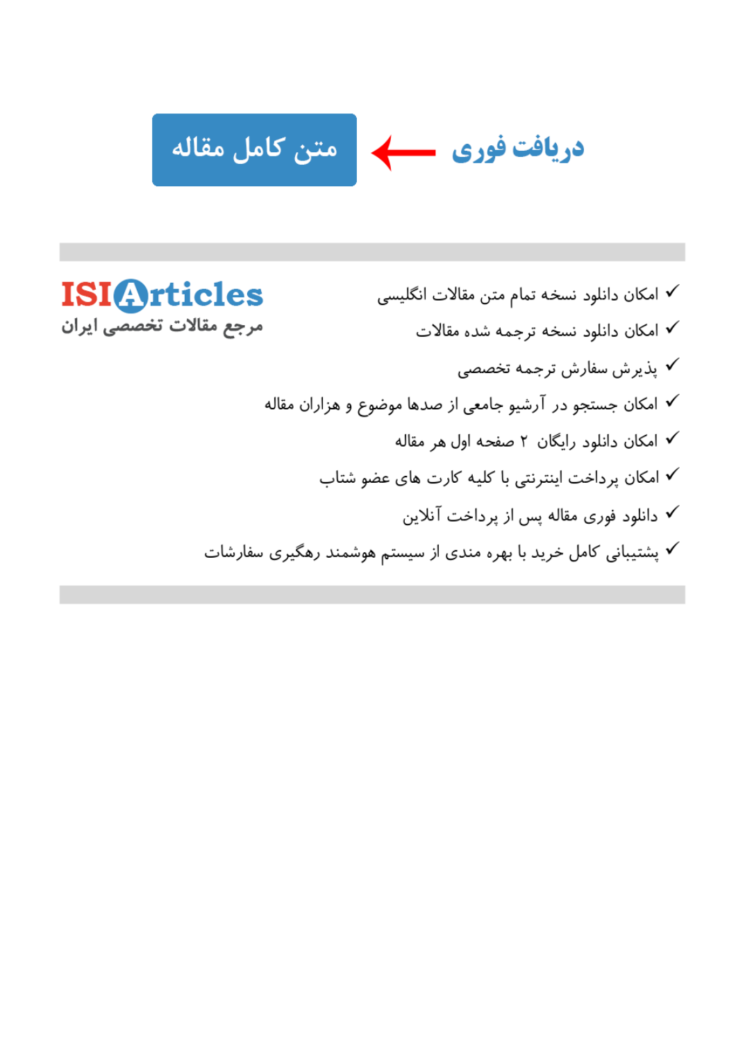دریافت فوری ← متن کامل مقاله

**ISIArticles**
مرجع مقالات تخصصی ایران

- ✓ امکان دانلود نسخه تمام متن مقالات انگلیسی
- ✓ امکان دانلود نسخه ترجمه شده مقالات
- ✓ پذیرش سفارش ترجمه تخصصی
- ✓ امکان جستجو در آرشیو جامعی از صدها موضوع و هزاران مقاله
- ✓ امکان دانلود رایگان ۲ صفحه اول هر مقاله
- ✓ امکان پرداخت اینترنتی با کلیه کارت های عضو شتاب
- ✓ دانلود فوری مقاله پس از پرداخت آنلاین
- ✓ پشتیبانی کامل خرید با بهره مندی از سیستم هوشمند رهگیری سفارشات